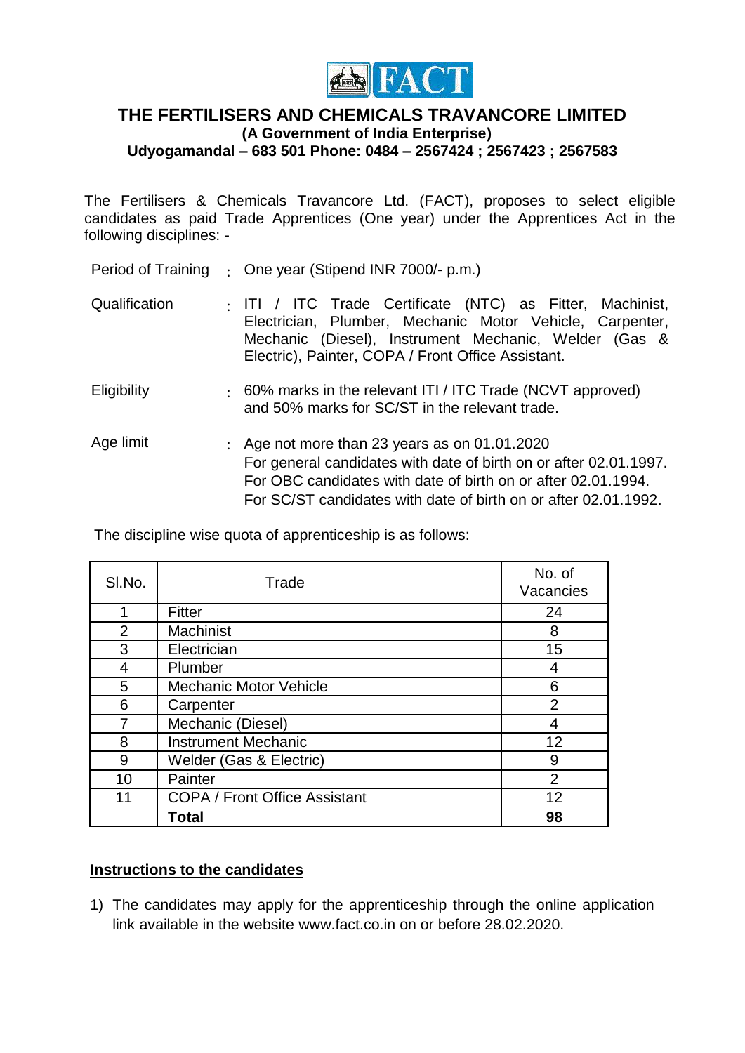# THE FERTILISERS AND CHEMICALS TRAVANCORE LIMITED

**(A Government of India Enterprise)**

**Udyogamandal – 683 501 Phone: 0484 – 2567424 ; 2567423 ; 2567583**

The Fertilisers & Chemicals Travancore Ltd. (FACT), proposes to select eligible candidates as paid Trade Apprentices (One year) under the Apprentices Act in the following disciplines: -

Period of Training : One year (Stipend INR 7000/- p.m.)

Qualification : ITI / ITC Trade Certificate (NTC) as Fitter, Machinist, Electrician, Plumber, Mechanic Motor Vehicle, Carpenter, Mechanic (Diesel), Instrument Mechanic, Welder (Gas & Electric), Painter, COPA / Front Office Assistant.

Eligibility : 60% marks in the relevant ITI / ITC Trade (NCVT approved) and 50% marks for SC/ST in the relevant trade.

Age limit : Age not more than 23 years as on 01.01.2020
For general candidates with date of birth on or after 02.01.1997.
For OBC candidates with date of birth on or after 02.01.1994.
For SC/ST candidates with date of birth on or after 02.01.1992.

The discipline wise quota of apprenticeship is as follows:

| Sl.No. | Trade | No. of Vacancies |
|---|---|---|
| 1 | Fitter | 24 |
| 2 | Machinist | 8 |
| 3 | Electrician | 15 |
| 4 | Plumber | 4 |
| 5 | Mechanic Motor Vehicle | 6 |
| 6 | Carpenter | 2 |
| 7 | Mechanic (Diesel) | 4 |
| 8 | Instrument Mechanic | 12 |
| 9 | Welder (Gas & Electric) | 9 |
| 10 | Painter | 2 |
| 11 | COPA / Front Office Assistant | 12 |
| | **Total** | **98** |

## Instructions to the candidates

1) The candidates may apply for the apprenticeship through the online application link available in the website www.fact.co.in on or before 28.02.2020.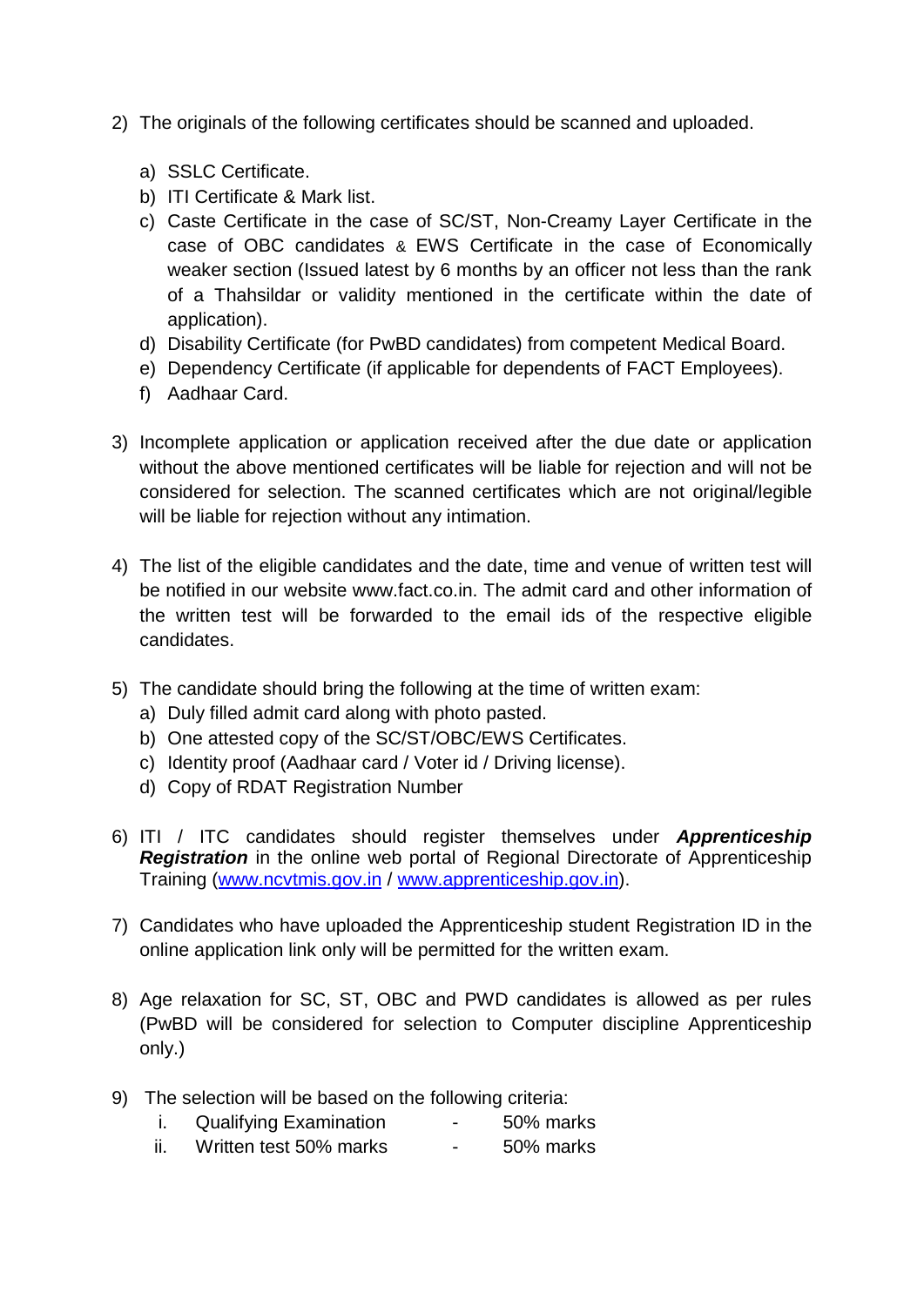2) The originals of the following certificates should be scanned and uploaded.

   a) SSLC Certificate.
   b) ITI Certificate & Mark list.
   c) Caste Certificate in the case of SC/ST, Non-Creamy Layer Certificate in the case of OBC candidates & EWS Certificate in the case of Economically weaker section (Issued latest by 6 months by an officer not less than the rank of a Thahsildar or validity mentioned in the certificate within the date of application).
   d) Disability Certificate (for PwBD candidates) from competent Medical Board.
   e) Dependency Certificate (if applicable for dependents of FACT Employees).
   f) Aadhaar Card.

3) Incomplete application or application received after the due date or application without the above mentioned certificates will be liable for rejection and will not be considered for selection. The scanned certificates which are not original/legible will be liable for rejection without any intimation.

4) The list of the eligible candidates and the date, time and venue of written test will be notified in our website www.fact.co.in. The admit card and other information of the written test will be forwarded to the email ids of the respective eligible candidates.

5) The candidate should bring the following at the time of written exam:
   a) Duly filled admit card along with photo pasted.
   b) One attested copy of the SC/ST/OBC/EWS Certificates.
   c) Identity proof (Aadhaar card / Voter id / Driving license).
   d) Copy of RDAT Registration Number

6) ITI / ITC candidates should register themselves under ***Apprenticeship Registration*** in the online web portal of Regional Directorate of Apprenticeship Training (www.ncvtmis.gov.in / www.apprenticeship.gov.in).

7) Candidates who have uploaded the Apprenticeship student Registration ID in the online application link only will be permitted for the written exam.

8) Age relaxation for SC, ST, OBC and PWD candidates is allowed as per rules (PwBD will be considered for selection to Computer discipline Apprenticeship only.)

9) The selection will be based on the following criteria:
   i. Qualifying Examination - 50% marks
   ii. Written test 50% marks - 50% marks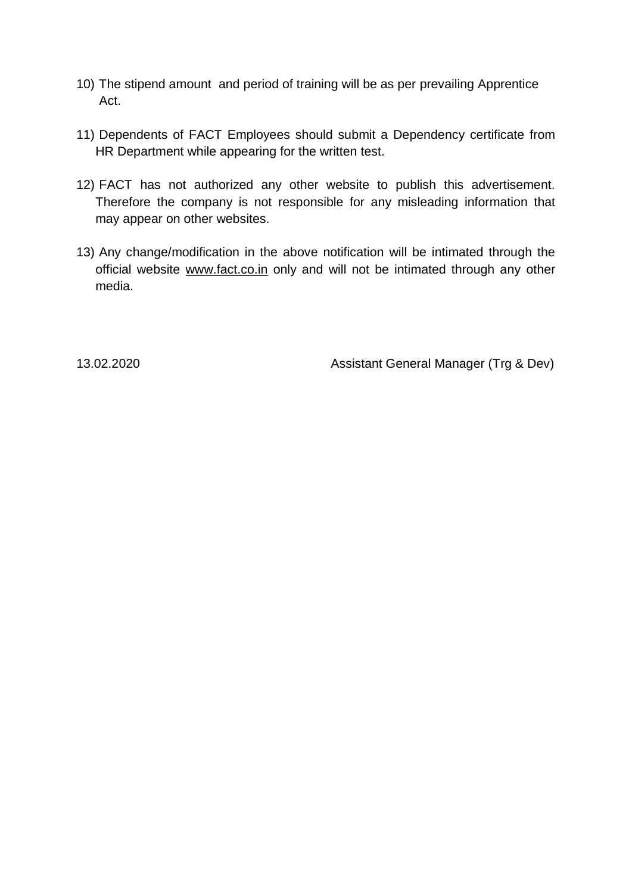10) The stipend amount and period of training will be as per prevailing Apprentice Act.

11) Dependents of FACT Employees should submit a Dependency certificate from HR Department while appearing for the written test.

12) FACT has not authorized any other website to publish this advertisement. Therefore the company is not responsible for any misleading information that may appear on other websites.

13) Any change/modification in the above notification will be intimated through the official website www.fact.co.in only and will not be intimated through any other media.

13.02.2020 Assistant General Manager (Trg & Dev)